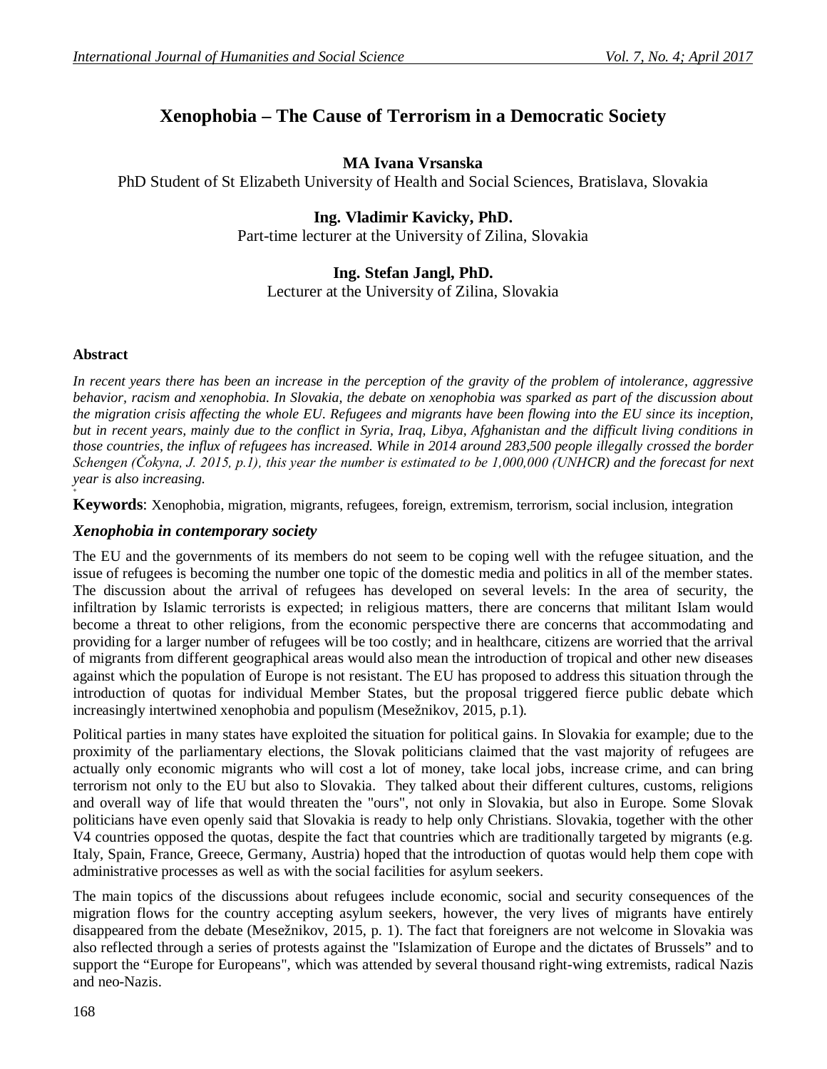# Xenophobia – The Cause of Terrorism in a Democratic Society

**MA Ivana Vrsanska**
PhD Student of St Elizabeth University of Health and Social Sciences, Bratislava, Slovakia

**Ing. Vladimir Kavicky, PhD.**
Part-time lecturer at the University of Zilina, Slovakia

**Ing. Stefan Jangl, PhD.**
Lecturer at the University of Zilina, Slovakia

### Abstract

*In recent years there has been an increase in the perception of the gravity of the problem of intolerance, aggressive behavior, racism and xenophobia. In Slovakia, the debate on xenophobia was sparked as part of the discussion about the migration crisis affecting the whole EU. Refugees and migrants have been flowing into the EU since its inception, but in recent years, mainly due to the conflict in Syria, Iraq, Libya, Afghanistan and the difficult living conditions in those countries, the influx of refugees has increased. While in 2014 around 283,500 people illegally crossed the border Schengen (Čokyna, J. 2015, p.1), this year the number is estimated to be 1,000,000 (UNHCR) and the forecast for next year is also increasing.*

**Keywords**: Xenophobia, migration, migrants, refugees, foreign, extremism, terrorism, social inclusion, integration

## *Xenophobia in contemporary society*

The EU and the governments of its members do not seem to be coping well with the refugee situation, and the issue of refugees is becoming the number one topic of the domestic media and politics in all of the member states. The discussion about the arrival of refugees has developed on several levels: In the area of security, the infiltration by Islamic terrorists is expected; in religious matters, there are concerns that militant Islam would become a threat to other religions, from the economic perspective there are concerns that accommodating and providing for a larger number of refugees will be too costly; and in healthcare, citizens are worried that the arrival of migrants from different geographical areas would also mean the introduction of tropical and other new diseases against which the population of Europe is not resistant. The EU has proposed to address this situation through the introduction of quotas for individual Member States, but the proposal triggered fierce public debate which increasingly intertwined xenophobia and populism (Mesežnikov, 2015, p.1).

Political parties in many states have exploited the situation for political gains. In Slovakia for example; due to the proximity of the parliamentary elections, the Slovak politicians claimed that the vast majority of refugees are actually only economic migrants who will cost a lot of money, take local jobs, increase crime, and can bring terrorism not only to the EU but also to Slovakia. They talked about their different cultures, customs, religions and overall way of life that would threaten the "ours", not only in Slovakia, but also in Europe. Some Slovak politicians have even openly said that Slovakia is ready to help only Christians. Slovakia, together with the other V4 countries opposed the quotas, despite the fact that countries which are traditionally targeted by migrants (e.g. Italy, Spain, France, Greece, Germany, Austria) hoped that the introduction of quotas would help them cope with administrative processes as well as with the social facilities for asylum seekers.

The main topics of the discussions about refugees include economic, social and security consequences of the migration flows for the country accepting asylum seekers, however, the very lives of migrants have entirely disappeared from the debate (Mesežnikov, 2015, p. 1). The fact that foreigners are not welcome in Slovakia was also reflected through a series of protests against the "Islamization of Europe and the dictates of Brussels" and to support the "Europe for Europeans", which was attended by several thousand right-wing extremists, radical Nazis and neo-Nazis.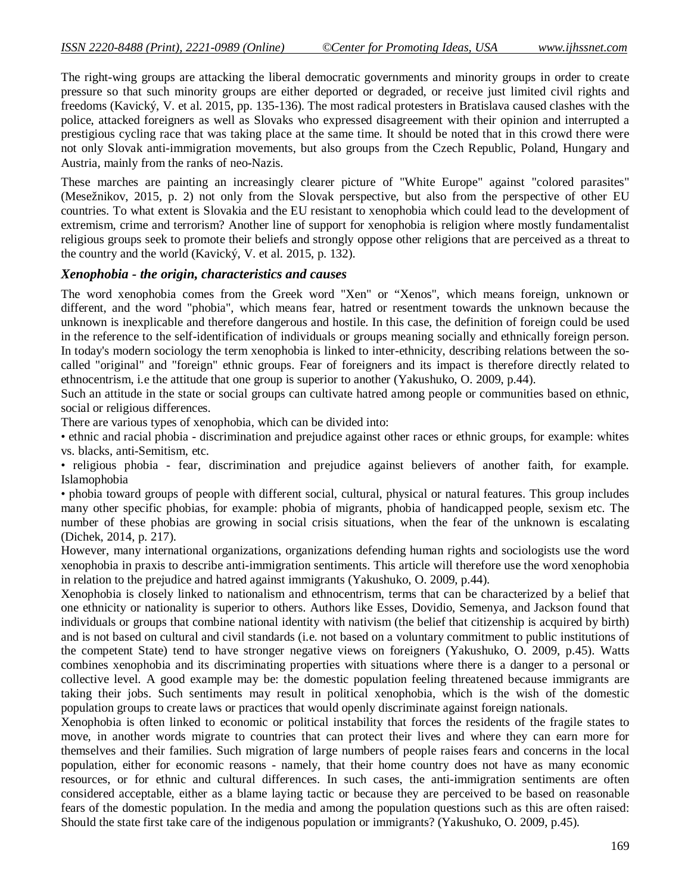The right-wing groups are attacking the liberal democratic governments and minority groups in order to create pressure so that such minority groups are either deported or degraded, or receive just limited civil rights and freedoms (Kavický, V. et al. 2015, pp. 135-136). The most radical protesters in Bratislava caused clashes with the police, attacked foreigners as well as Slovaks who expressed disagreement with their opinion and interrupted a prestigious cycling race that was taking place at the same time. It should be noted that in this crowd there were not only Slovak anti-immigration movements, but also groups from the Czech Republic, Poland, Hungary and Austria, mainly from the ranks of neo-Nazis.

These marches are painting an increasingly clearer picture of "White Europe" against "colored parasites" (Mesežnikov, 2015, p. 2) not only from the Slovak perspective, but also from the perspective of other EU countries. To what extent is Slovakia and the EU resistant to xenophobia which could lead to the development of extremism, crime and terrorism? Another line of support for xenophobia is religion where mostly fundamentalist religious groups seek to promote their beliefs and strongly oppose other religions that are perceived as a threat to the country and the world (Kavický, V. et al. 2015, p. 132).

### *Xenophobia - the origin, characteristics and causes*

The word xenophobia comes from the Greek word "Xen" or "Xenos", which means foreign, unknown or different, and the word "phobia", which means fear, hatred or resentment towards the unknown because the unknown is inexplicable and therefore dangerous and hostile. In this case, the definition of foreign could be used in the reference to the self-identification of individuals or groups meaning socially and ethnically foreign person. In today's modern sociology the term xenophobia is linked to inter-ethnicity, describing relations between the so-called "original" and "foreign" ethnic groups. Fear of foreigners and its impact is therefore directly related to ethnocentrism, i.e the attitude that one group is superior to another (Yakushuko, O. 2009, p.44).

Such an attitude in the state or social groups can cultivate hatred among people or communities based on ethnic, social or religious differences.

There are various types of xenophobia, which can be divided into:

- ethnic and racial phobia - discrimination and prejudice against other races or ethnic groups, for example: whites vs. blacks, anti-Semitism, etc.
- religious phobia - fear, discrimination and prejudice against believers of another faith, for example. Islamophobia
- phobia toward groups of people with different social, cultural, physical or natural features. This group includes many other specific phobias, for example: phobia of migrants, phobia of handicapped people, sexism etc. The number of these phobias are growing in social crisis situations, when the fear of the unknown is escalating (Dichek, 2014, p. 217).

However, many international organizations, organizations defending human rights and sociologists use the word xenophobia in praxis to describe anti-immigration sentiments. This article will therefore use the word xenophobia in relation to the prejudice and hatred against immigrants (Yakushuko, O. 2009, p.44).

Xenophobia is closely linked to nationalism and ethnocentrism, terms that can be characterized by a belief that one ethnicity or nationality is superior to others. Authors like Esses, Dovidio, Semenya, and Jackson found that individuals or groups that combine national identity with nativism (the belief that citizenship is acquired by birth) and is not based on cultural and civil standards (i.e. not based on a voluntary commitment to public institutions of the competent State) tend to have stronger negative views on foreigners (Yakushuko, O. 2009, p.45). Watts combines xenophobia and its discriminating properties with situations where there is a danger to a personal or collective level. A good example may be: the domestic population feeling threatened because immigrants are taking their jobs. Such sentiments may result in political xenophobia, which is the wish of the domestic population groups to create laws or practices that would openly discriminate against foreign nationals.

Xenophobia is often linked to economic or political instability that forces the residents of the fragile states to move, in another words migrate to countries that can protect their lives and where they can earn more for themselves and their families. Such migration of large numbers of people raises fears and concerns in the local population, either for economic reasons - namely, that their home country does not have as many economic resources, or for ethnic and cultural differences. In such cases, the anti-immigration sentiments are often considered acceptable, either as a blame laying tactic or because they are perceived to be based on reasonable fears of the domestic population. In the media and among the population questions such as this are often raised: Should the state first take care of the indigenous population or immigrants? (Yakushuko, O. 2009, p.45).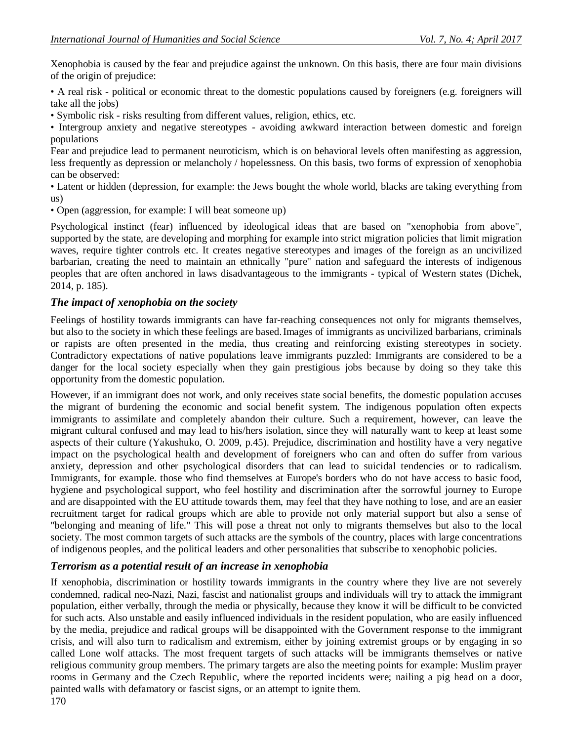Xenophobia is caused by the fear and prejudice against the unknown. On this basis, there are four main divisions of the origin of prejudice:

- A real risk - political or economic threat to the domestic populations caused by foreigners (e.g. foreigners will take all the jobs)
- Symbolic risk - risks resulting from different values, religion, ethics, etc.
- Intergroup anxiety and negative stereotypes - avoiding awkward interaction between domestic and foreign populations

Fear and prejudice lead to permanent neuroticism, which is on behavioral levels often manifesting as aggression, less frequently as depression or melancholy / hopelessness. On this basis, two forms of expression of xenophobia can be observed:

- Latent or hidden (depression, for example: the Jews bought the whole world, blacks are taking everything from us)
- Open (aggression, for example: I will beat someone up)

Psychological instinct (fear) influenced by ideological ideas that are based on "xenophobia from above", supported by the state, are developing and morphing for example into strict migration policies that limit migration waves, require tighter controls etc. It creates negative stereotypes and images of the foreign as an uncivilized barbarian, creating the need to maintain an ethnically "pure" nation and safeguard the interests of indigenous peoples that are often anchored in laws disadvantageous to the immigrants - typical of Western states (Dichek, 2014, p. 185).

### *The impact of xenophobia on the society*

Feelings of hostility towards immigrants can have far-reaching consequences not only for migrants themselves, but also to the society in which these feelings are based. Images of immigrants as uncivilized barbarians, criminals or rapists are often presented in the media, thus creating and reinforcing existing stereotypes in society. Contradictory expectations of native populations leave immigrants puzzled: Immigrants are considered to be a danger for the local society especially when they gain prestigious jobs because by doing so they take this opportunity from the domestic population.

However, if an immigrant does not work, and only receives state social benefits, the domestic population accuses the migrant of burdening the economic and social benefit system. The indigenous population often expects immigrants to assimilate and completely abandon their culture. Such a requirement, however, can leave the migrant cultural confused and may lead to his/hers isolation, since they will naturally want to keep at least some aspects of their culture (Yakushuko, O. 2009, p.45). Prejudice, discrimination and hostility have a very negative impact on the psychological health and development of foreigners who can and often do suffer from various anxiety, depression and other psychological disorders that can lead to suicidal tendencies or to radicalism. Immigrants, for example. those who find themselves at Europe's borders who do not have access to basic food, hygiene and psychological support, who feel hostility and discrimination after the sorrowful journey to Europe and are disappointed with the EU attitude towards them, may feel that they have nothing to lose, and are an easier recruitment target for radical groups which are able to provide not only material support but also a sense of "belonging and meaning of life." This will pose a threat not only to migrants themselves but also to the local society. The most common targets of such attacks are the symbols of the country, places with large concentrations of indigenous peoples, and the political leaders and other personalities that subscribe to xenophobic policies.

### *Terrorism as a potential result of an increase in xenophobia*

If xenophobia, discrimination or hostility towards immigrants in the country where they live are not severely condemned, radical neo-Nazi, Nazi, fascist and nationalist groups and individuals will try to attack the immigrant population, either verbally, through the media or physically, because they know it will be difficult to be convicted for such acts. Also unstable and easily influenced individuals in the resident population, who are easily influenced by the media, prejudice and radical groups will be disappointed with the Government response to the immigrant crisis, and will also turn to radicalism and extremism, either by joining extremist groups or by engaging in so called Lone wolf attacks. The most frequent targets of such attacks will be immigrants themselves or native religious community group members. The primary targets are also the meeting points for example: Muslim prayer rooms in Germany and the Czech Republic, where the reported incidents were; nailing a pig head on a door, painted walls with defamatory or fascist signs, or an attempt to ignite them.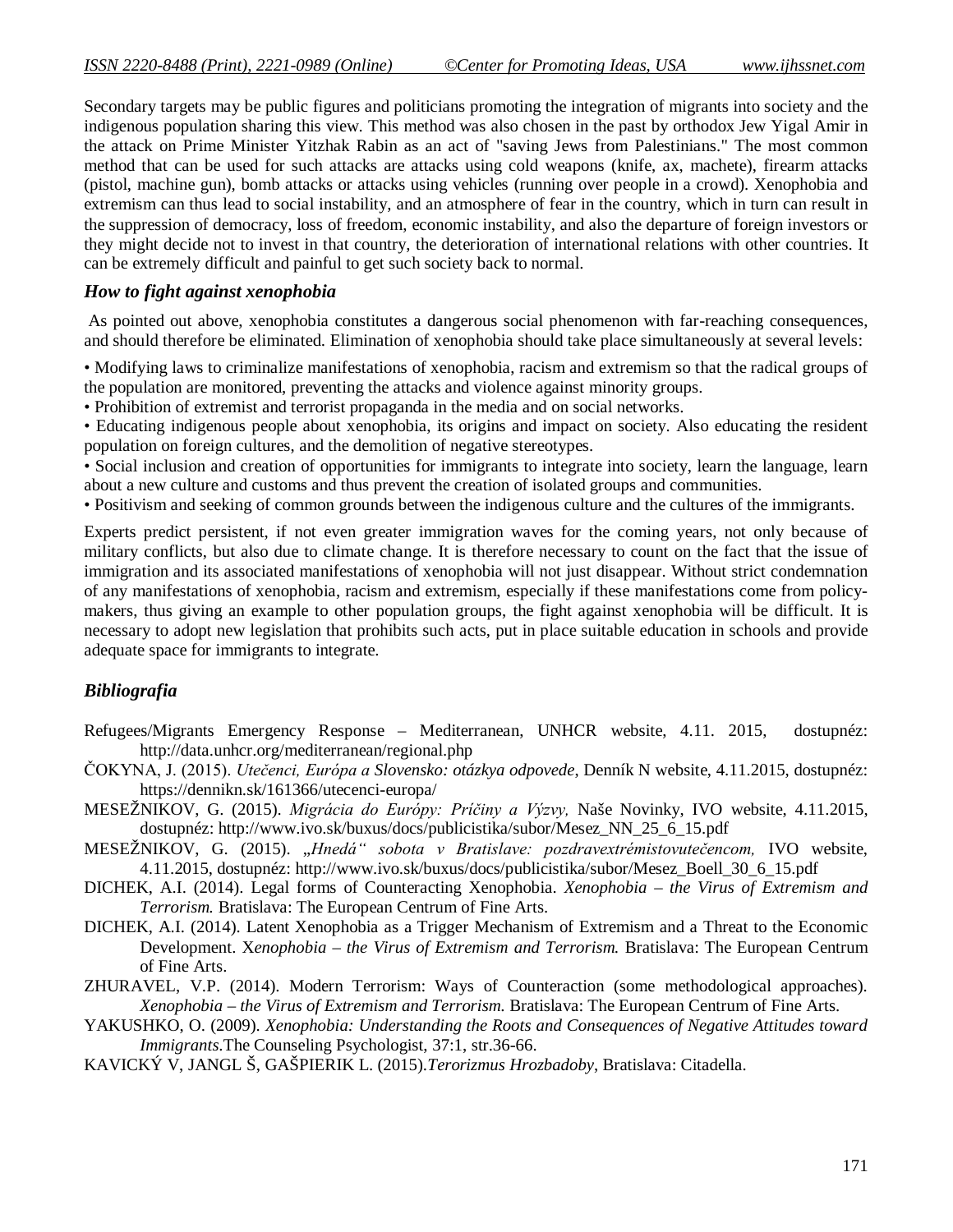Secondary targets may be public figures and politicians promoting the integration of migrants into society and the indigenous population sharing this view. This method was also chosen in the past by orthodox Jew Yigal Amir in the attack on Prime Minister Yitzhak Rabin as an act of "saving Jews from Palestinians." The most common method that can be used for such attacks are attacks using cold weapons (knife, ax, machete), firearm attacks (pistol, machine gun), bomb attacks or attacks using vehicles (running over people in a crowd). Xenophobia and extremism can thus lead to social instability, and an atmosphere of fear in the country, which in turn can result in the suppression of democracy, loss of freedom, economic instability, and also the departure of foreign investors or they might decide not to invest in that country, the deterioration of international relations with other countries. It can be extremely difficult and painful to get such society back to normal.

### *How to fight against xenophobia*

As pointed out above, xenophobia constitutes a dangerous social phenomenon with far-reaching consequences, and should therefore be eliminated. Elimination of xenophobia should take place simultaneously at several levels:

- Modifying laws to criminalize manifestations of xenophobia, racism and extremism so that the radical groups of the population are monitored, preventing the attacks and violence against minority groups.
- Prohibition of extremist and terrorist propaganda in the media and on social networks.
- Educating indigenous people about xenophobia, its origins and impact on society. Also educating the resident population on foreign cultures, and the demolition of negative stereotypes.
- Social inclusion and creation of opportunities for immigrants to integrate into society, learn the language, learn about a new culture and customs and thus prevent the creation of isolated groups and communities.
- Positivism and seeking of common grounds between the indigenous culture and the cultures of the immigrants.

Experts predict persistent, if not even greater immigration waves for the coming years, not only because of military conflicts, but also due to climate change. It is therefore necessary to count on the fact that the issue of immigration and its associated manifestations of xenophobia will not just disappear. Without strict condemnation of any manifestations of xenophobia, racism and extremism, especially if these manifestations come from policy-makers, thus giving an example to other population groups, the fight against xenophobia will be difficult. It is necessary to adopt new legislation that prohibits such acts, put in place suitable education in schools and provide adequate space for immigrants to integrate.

## *Bibliografia*

Refugees/Migrants Emergency Response – Mediterranean, UNHCR website, 4.11. 2015, dostupnéz: http://data.unhcr.org/mediterranean/regional.php

ČOKYNA, J. (2015). *Utečenci, Európa a Slovensko: otázkya odpovede*, Denník N website, 4.11.2015, dostupnéz: https://dennikn.sk/161366/utecenci-europa/

MESEŽNIKOV, G. (2015). *Migrácia do Európy: Príčiny a Výzvy,* Naše Novinky, IVO website, 4.11.2015, dostupnéz: http://www.ivo.sk/buxus/docs/publicistika/subor/Mesez_NN_25_6_15.pdf

MESEŽNIKOV, G. (2015). *„Hnedá" sobota v Bratislave: pozdravextrémistovutečencom,* IVO website, 4.11.2015, dostupnéz: http://www.ivo.sk/buxus/docs/publicistika/subor/Mesez_Boell_30_6_15.pdf

DICHEK, A.I. (2014). Legal forms of Counteracting Xenophobia. *Xenophobia – the Virus of Extremism and Terrorism.* Bratislava: The European Centrum of Fine Arts.

DICHEK, A.I. (2014). Latent Xenophobia as a Trigger Mechanism of Extremism and a Threat to the Economic Development. X*enophobia – the Virus of Extremism and Terrorism.* Bratislava: The European Centrum of Fine Arts.

ZHURAVEL, V.P. (2014). Modern Terrorism: Ways of Counteraction (some methodological approaches). *Xenophobia – the Virus of Extremism and Terrorism.* Bratislava: The European Centrum of Fine Arts.

YAKUSHKO, O. (2009). *Xenophobia: Understanding the Roots and Consequences of Negative Attitudes toward Immigrants.*The Counseling Psychologist, 37:1, str.36-66.

KAVICKÝ V, JANGL Š, GAŠPIERIK L. (2015).*Terorizmus Hrozbadoby*, Bratislava: Citadella.